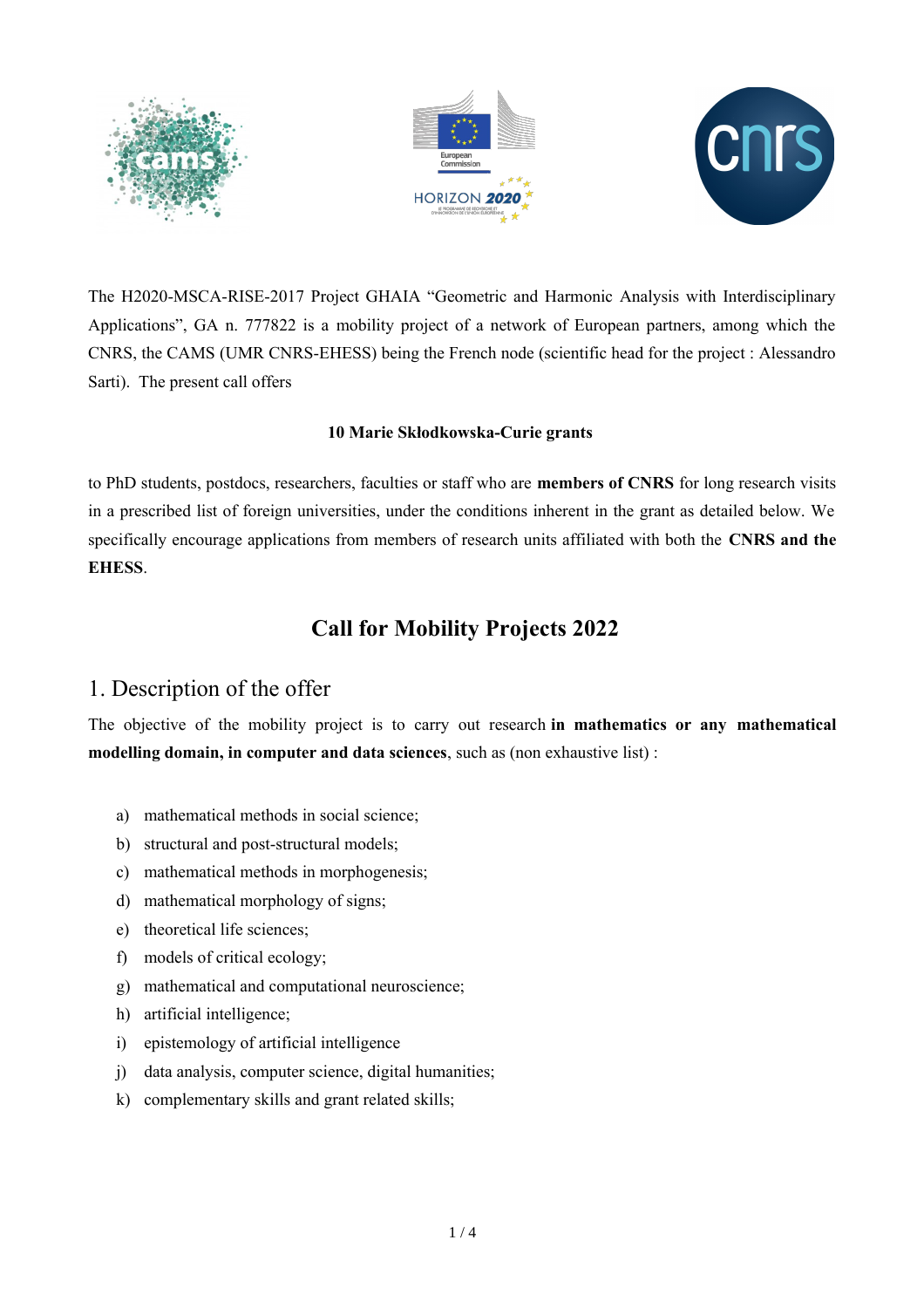The H2020-MSCA-RISE-2017 Project GHAIA "Geometric and Harmonic Analysis with Interdisciplinary Applications", GA n. 777822 is a mobility project of a network of European partners, among which the CNRS, the CAMS (UMR CNRS-EHESS) being the French node (scientific head for the project : Alessandro Sarti). The present call offers

**10 Marie Skłodkowska-Curie grants**

to PhD students, postdocs, researchers, faculties or staff who are **members of CNRS** for long research visits in a prescribed list of foreign universities, under the conditions inherent in the grant as detailed below. We specifically encourage applications from members of research units affiliated with both the **CNRS and the EHESS**.

# Call for Mobility Projects 2022

## 1. Description of the offer

The objective of the mobility project is to carry out research **in mathematics or any mathematical modelling domain, in computer and data sciences**, such as (non exhaustive list) :

a) mathematical methods in social science;
b) structural and post-structural models;
c) mathematical methods in morphogenesis;
d) mathematical morphology of signs;
e) theoretical life sciences;
f) models of critical ecology;
g) mathematical and computational neuroscience;
h) artificial intelligence;
i) epistemology of artificial intelligence
j) data analysis, computer science, digital humanities;
k) complementary skills and grant related skills;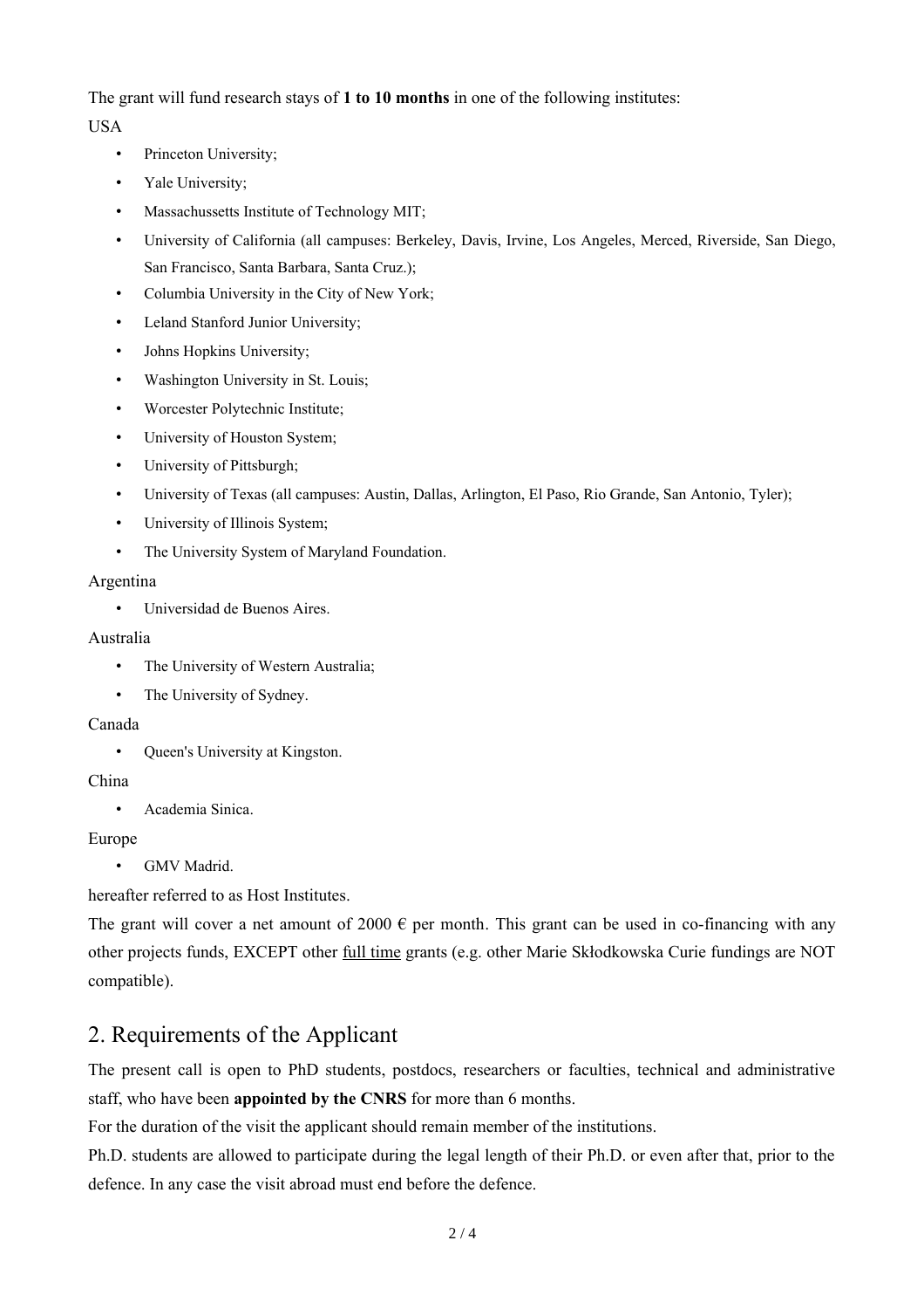The grant will fund research stays of **1 to 10 months** in one of the following institutes:

USA

- Princeton University;
- Yale University;
- Massachussetts Institute of Technology MIT;
- University of California (all campuses: Berkeley, Davis, Irvine, Los Angeles, Merced, Riverside, San Diego, San Francisco, Santa Barbara, Santa Cruz.);
- Columbia University in the City of New York;
- Leland Stanford Junior University;
- Johns Hopkins University;
- Washington University in St. Louis;
- Worcester Polytechnic Institute;
- University of Houston System;
- University of Pittsburgh;
- University of Texas (all campuses: Austin, Dallas, Arlington, El Paso, Rio Grande, San Antonio, Tyler);
- University of Illinois System;
- The University System of Maryland Foundation.

Argentina

- Universidad de Buenos Aires.

Australia

- The University of Western Australia;
- The University of Sydney.

Canada

- Queen's University at Kingston.

China

- Academia Sinica.

Europe

- GMV Madrid.

hereafter referred to as Host Institutes.

The grant will cover a net amount of 2000 € per month. This grant can be used in co-financing with any other projects funds, EXCEPT other full time grants (e.g. other Marie Skłodkowska Curie fundings are NOT compatible).

## 2. Requirements of the Applicant

The present call is open to PhD students, postdocs, researchers or faculties, technical and administrative staff, who have been **appointed by the CNRS** for more than 6 months.

For the duration of the visit the applicant should remain member of the institutions.

Ph.D. students are allowed to participate during the legal length of their Ph.D. or even after that, prior to the defence. In any case the visit abroad must end before the defence.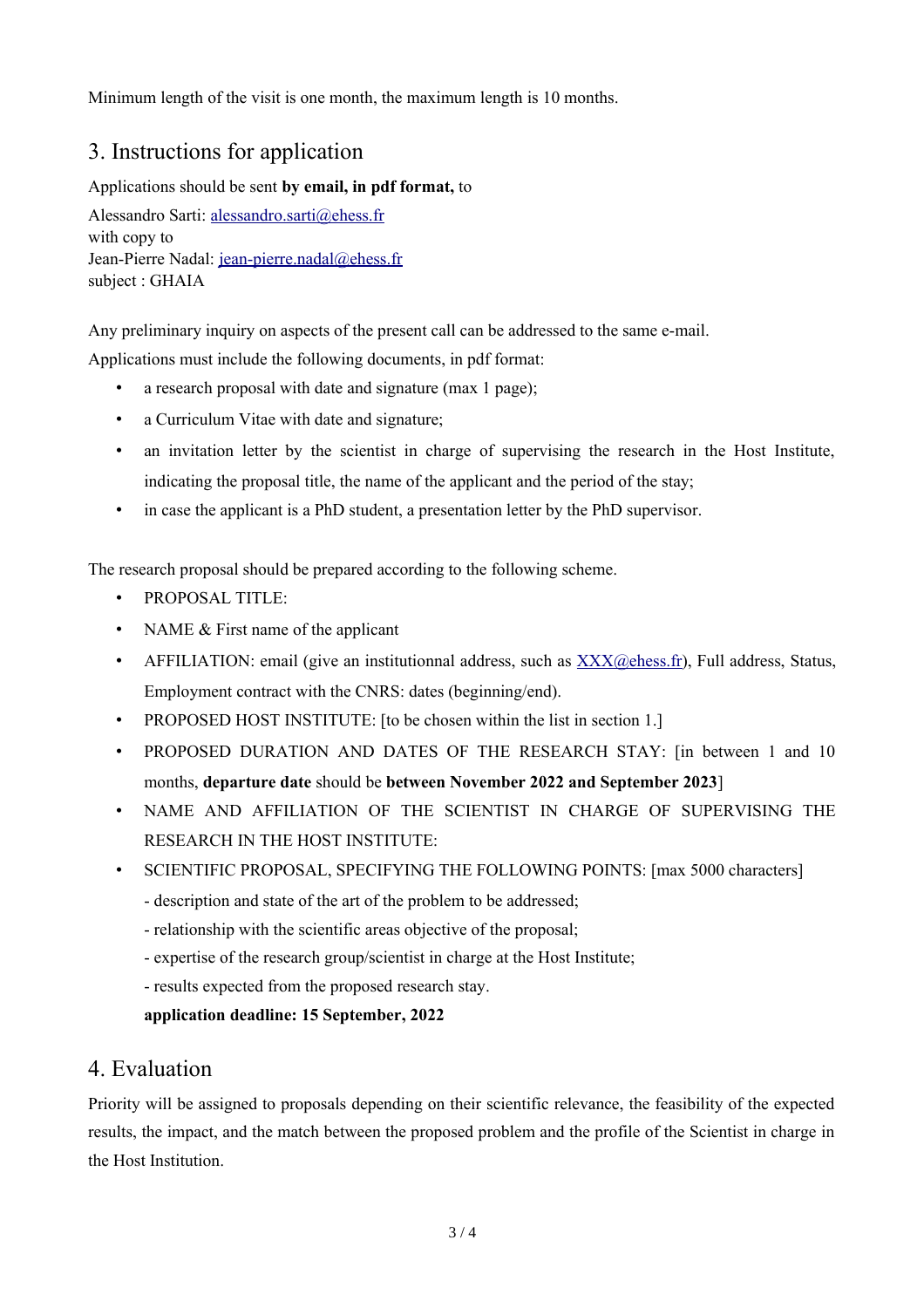Minimum length of the visit is one month, the maximum length is 10 months.

## 3. Instructions for application

Applications should be sent **by email, in pdf format,** to

Alessandro Sarti: alessandro.sarti@ehess.fr
with copy to
Jean-Pierre Nadal: jean-pierre.nadal@ehess.fr
subject : GHAIA

Any preliminary inquiry on aspects of the present call can be addressed to the same e-mail.

Applications must include the following documents, in pdf format:

- a research proposal with date and signature (max 1 page);
- a Curriculum Vitae with date and signature;
- an invitation letter by the scientist in charge of supervising the research in the Host Institute, indicating the proposal title, the name of the applicant and the period of the stay;
- in case the applicant is a PhD student, a presentation letter by the PhD supervisor.

The research proposal should be prepared according to the following scheme.

- PROPOSAL TITLE:
- NAME & First name of the applicant
- AFFILIATION: email (give an institutionnal address, such as XXX@ehess.fr), Full address, Status, Employment contract with the CNRS: dates (beginning/end).
- PROPOSED HOST INSTITUTE: [to be chosen within the list in section 1.]
- PROPOSED DURATION AND DATES OF THE RESEARCH STAY: [in between 1 and 10 months, **departure date** should be **between November 2022 and September 2023**]
- NAME AND AFFILIATION OF THE SCIENTIST IN CHARGE OF SUPERVISING THE RESEARCH IN THE HOST INSTITUTE:
- SCIENTIFIC PROPOSAL, SPECIFYING THE FOLLOWING POINTS: [max 5000 characters]
  - description and state of the art of the problem to be addressed;
  - relationship with the scientific areas objective of the proposal;
  - expertise of the research group/scientist in charge at the Host Institute;
  - results expected from the proposed research stay.

  **application deadline: 15 September, 2022**

## 4. Evaluation

Priority will be assigned to proposals depending on their scientific relevance, the feasibility of the expected results, the impact, and the match between the proposed problem and the profile of the Scientist in charge in the Host Institution.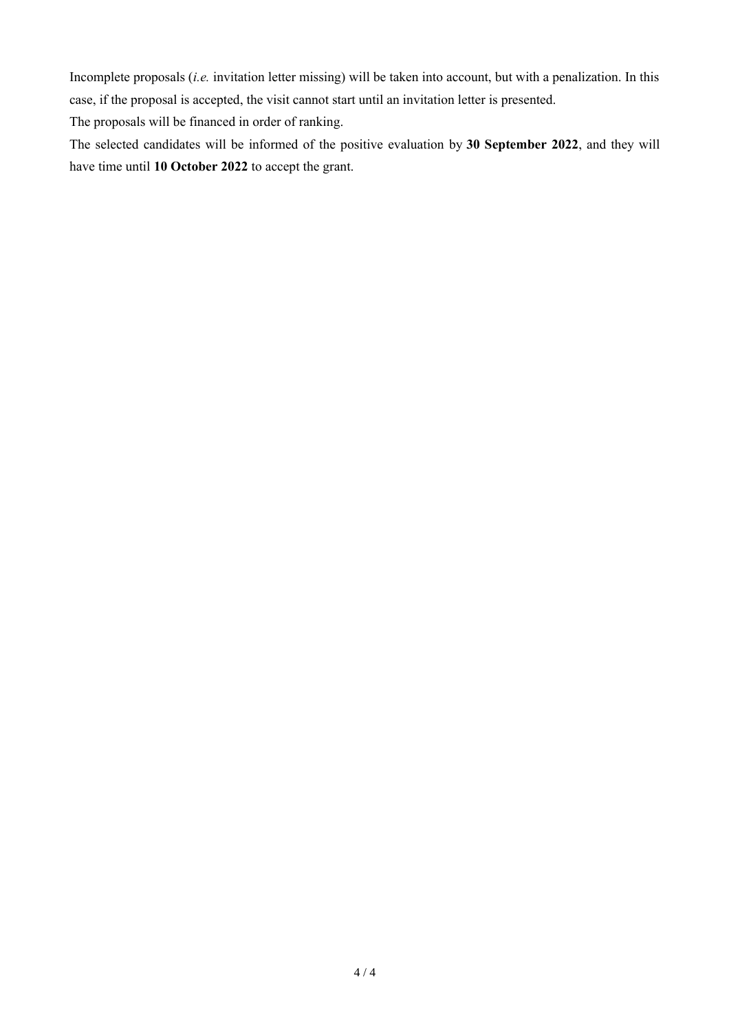Incomplete proposals (*i.e.* invitation letter missing) will be taken into account, but with a penalization. In this case, if the proposal is accepted, the visit cannot start until an invitation letter is presented.

The proposals will be financed in order of ranking.

The selected candidates will be informed of the positive evaluation by **30 September 2022**, and they will have time until **10 October 2022** to accept the grant.